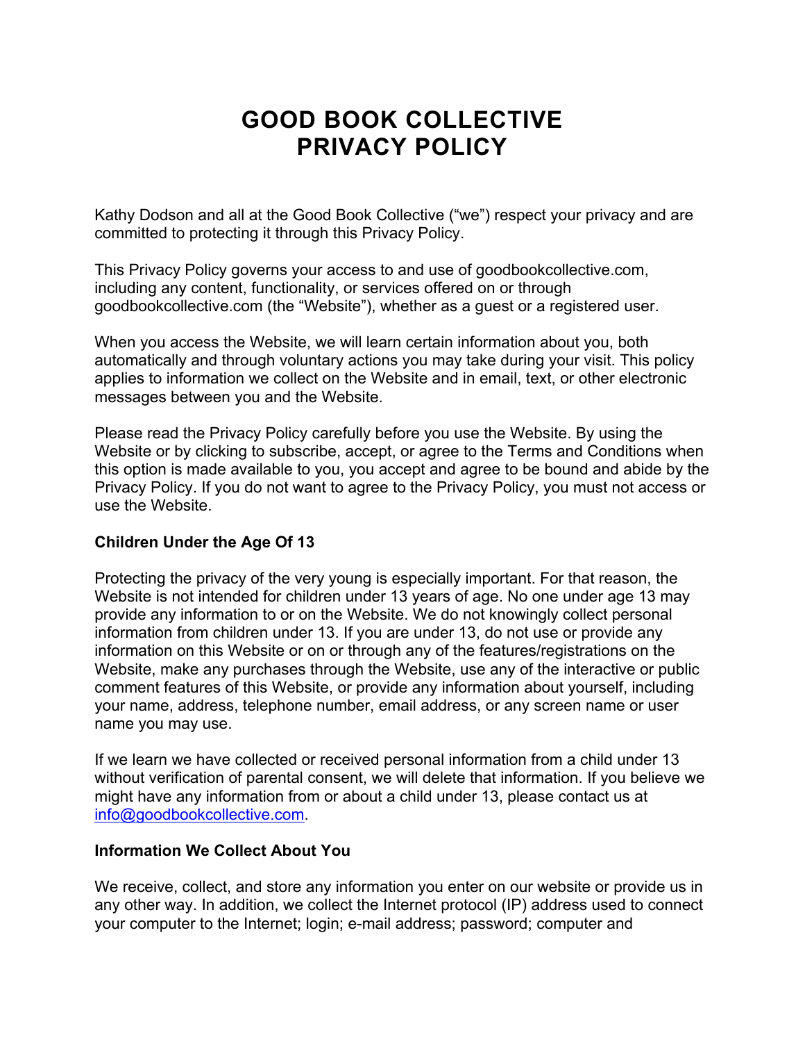# GOOD BOOK COLLECTIVE
# PRIVACY POLICY

Kathy Dodson and all at the Good Book Collective ("we") respect your privacy and are committed to protecting it through this Privacy Policy.

This Privacy Policy governs your access to and use of goodbookcollective.com, including any content, functionality, or services offered on or through goodbookcollective.com (the "Website"), whether as a guest or a registered user.

When you access the Website, we will learn certain information about you, both automatically and through voluntary actions you may take during your visit. This policy applies to information we collect on the Website and in email, text, or other electronic messages between you and the Website.

Please read the Privacy Policy carefully before you use the Website. By using the Website or by clicking to subscribe, accept, or agree to the Terms and Conditions when this option is made available to you, you accept and agree to be bound and abide by the Privacy Policy. If you do not want to agree to the Privacy Policy, you must not access or use the Website.

**Children Under the Age Of 13**

Protecting the privacy of the very young is especially important. For that reason, the Website is not intended for children under 13 years of age. No one under age 13 may provide any information to or on the Website. We do not knowingly collect personal information from children under 13. If you are under 13, do not use or provide any information on this Website or on or through any of the features/registrations on the Website, make any purchases through the Website, use any of the interactive or public comment features of this Website, or provide any information about yourself, including your name, address, telephone number, email address, or any screen name or user name you may use.

If we learn we have collected or received personal information from a child under 13 without verification of parental consent, we will delete that information. If you believe we might have any information from or about a child under 13, please contact us at info@goodbookcollective.com.

**Information We Collect About You**

We receive, collect, and store any information you enter on our website or provide us in any other way. In addition, we collect the Internet protocol (IP) address used to connect your computer to the Internet; login; e-mail address; password; computer and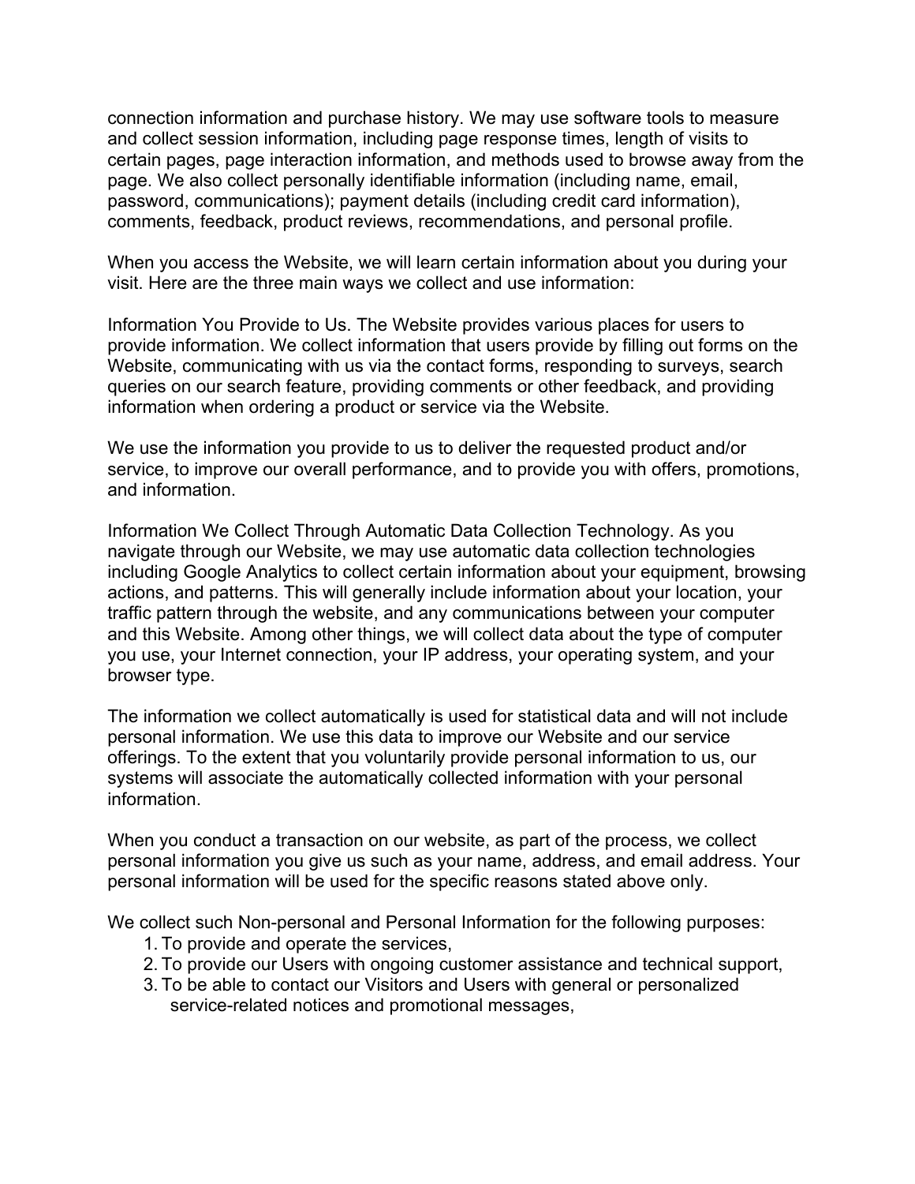connection information and purchase history. We may use software tools to measure and collect session information, including page response times, length of visits to certain pages, page interaction information, and methods used to browse away from the page. We also collect personally identifiable information (including name, email, password, communications); payment details (including credit card information), comments, feedback, product reviews, recommendations, and personal profile.

When you access the Website, we will learn certain information about you during your visit. Here are the three main ways we collect and use information:

Information You Provide to Us. The Website provides various places for users to provide information. We collect information that users provide by filling out forms on the Website, communicating with us via the contact forms, responding to surveys, search queries on our search feature, providing comments or other feedback, and providing information when ordering a product or service via the Website.

We use the information you provide to us to deliver the requested product and/or service, to improve our overall performance, and to provide you with offers, promotions, and information.

Information We Collect Through Automatic Data Collection Technology. As you navigate through our Website, we may use automatic data collection technologies including Google Analytics to collect certain information about your equipment, browsing actions, and patterns. This will generally include information about your location, your traffic pattern through the website, and any communications between your computer and this Website. Among other things, we will collect data about the type of computer you use, your Internet connection, your IP address, your operating system, and your browser type.

The information we collect automatically is used for statistical data and will not include personal information. We use this data to improve our Website and our service offerings. To the extent that you voluntarily provide personal information to us, our systems will associate the automatically collected information with your personal information.

When you conduct a transaction on our website, as part of the process, we collect personal information you give us such as your name, address, and email address. Your personal information will be used for the specific reasons stated above only.

We collect such Non-personal and Personal Information for the following purposes:

1. To provide and operate the services,
2. To provide our Users with ongoing customer assistance and technical support,
3. To be able to contact our Visitors and Users with general or personalized service-related notices and promotional messages,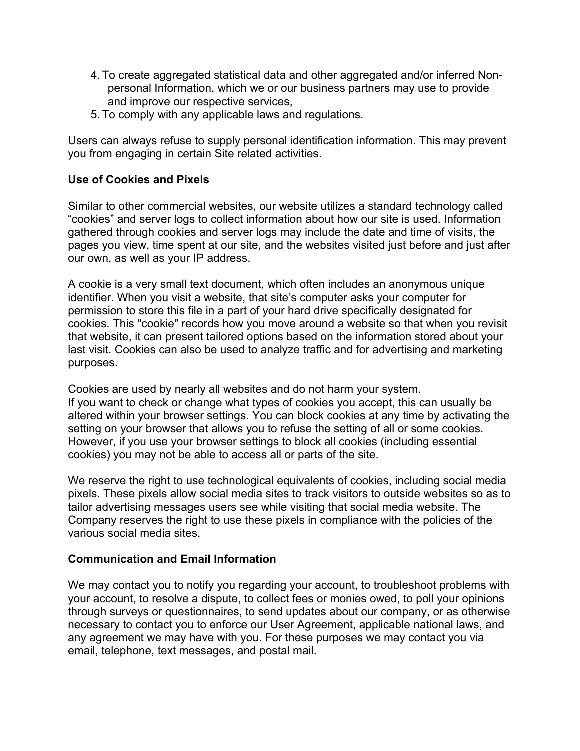4. To create aggregated statistical data and other aggregated and/or inferred Non-personal Information, which we or our business partners may use to provide and improve our respective services,
5. To comply with any applicable laws and regulations.

Users can always refuse to supply personal identification information. This may prevent you from engaging in certain Site related activities.

**Use of Cookies and Pixels**

Similar to other commercial websites, our website utilizes a standard technology called “cookies” and server logs to collect information about how our site is used. Information gathered through cookies and server logs may include the date and time of visits, the pages you view, time spent at our site, and the websites visited just before and just after our own, as well as your IP address.

A cookie is a very small text document, which often includes an anonymous unique identifier. When you visit a website, that site’s computer asks your computer for permission to store this file in a part of your hard drive specifically designated for cookies. This "cookie" records how you move around a website so that when you revisit that website, it can present tailored options based on the information stored about your last visit. Cookies can also be used to analyze traffic and for advertising and marketing purposes.

Cookies are used by nearly all websites and do not harm your system.
If you want to check or change what types of cookies you accept, this can usually be altered within your browser settings. You can block cookies at any time by activating the setting on your browser that allows you to refuse the setting of all or some cookies. However, if you use your browser settings to block all cookies (including essential cookies) you may not be able to access all or parts of the site.

We reserve the right to use technological equivalents of cookies, including social media pixels. These pixels allow social media sites to track visitors to outside websites so as to tailor advertising messages users see while visiting that social media website. The Company reserves the right to use these pixels in compliance with the policies of the various social media sites.

**Communication and Email Information**

We may contact you to notify you regarding your account, to troubleshoot problems with your account, to resolve a dispute, to collect fees or monies owed, to poll your opinions through surveys or questionnaires, to send updates about our company, or as otherwise necessary to contact you to enforce our User Agreement, applicable national laws, and any agreement we may have with you. For these purposes we may contact you via email, telephone, text messages, and postal mail.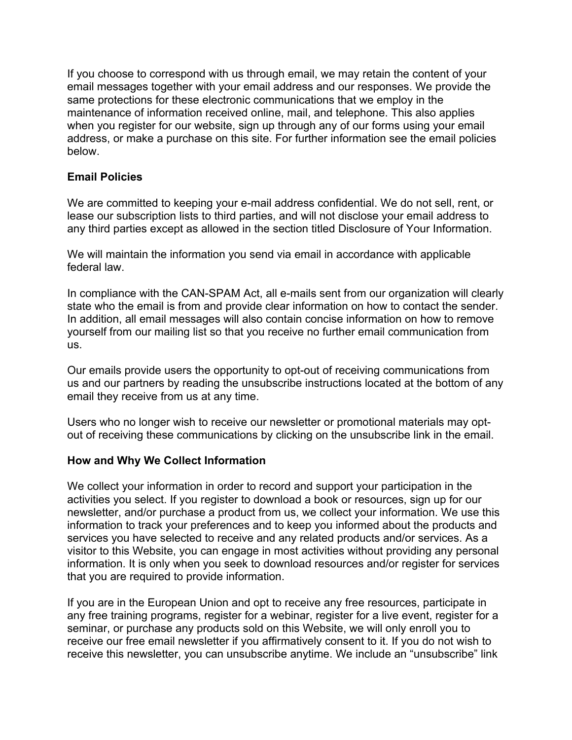If you choose to correspond with us through email, we may retain the content of your email messages together with your email address and our responses. We provide the same protections for these electronic communications that we employ in the maintenance of information received online, mail, and telephone. This also applies when you register for our website, sign up through any of our forms using your email address, or make a purchase on this site. For further information see the email policies below.

**Email Policies**

We are committed to keeping your e-mail address confidential. We do not sell, rent, or lease our subscription lists to third parties, and will not disclose your email address to any third parties except as allowed in the section titled Disclosure of Your Information.

We will maintain the information you send via email in accordance with applicable federal law.

In compliance with the CAN-SPAM Act, all e-mails sent from our organization will clearly state who the email is from and provide clear information on how to contact the sender. In addition, all email messages will also contain concise information on how to remove yourself from our mailing list so that you receive no further email communication from us.

Our emails provide users the opportunity to opt-out of receiving communications from us and our partners by reading the unsubscribe instructions located at the bottom of any email they receive from us at any time.

Users who no longer wish to receive our newsletter or promotional materials may opt-out of receiving these communications by clicking on the unsubscribe link in the email.

**How and Why We Collect Information**

We collect your information in order to record and support your participation in the activities you select. If you register to download a book or resources, sign up for our newsletter, and/or purchase a product from us, we collect your information. We use this information to track your preferences and to keep you informed about the products and services you have selected to receive and any related products and/or services. As a visitor to this Website, you can engage in most activities without providing any personal information. It is only when you seek to download resources and/or register for services that you are required to provide information.

If you are in the European Union and opt to receive any free resources, participate in any free training programs, register for a webinar, register for a live event, register for a seminar, or purchase any products sold on this Website, we will only enroll you to receive our free email newsletter if you affirmatively consent to it. If you do not wish to receive this newsletter, you can unsubscribe anytime. We include an “unsubscribe” link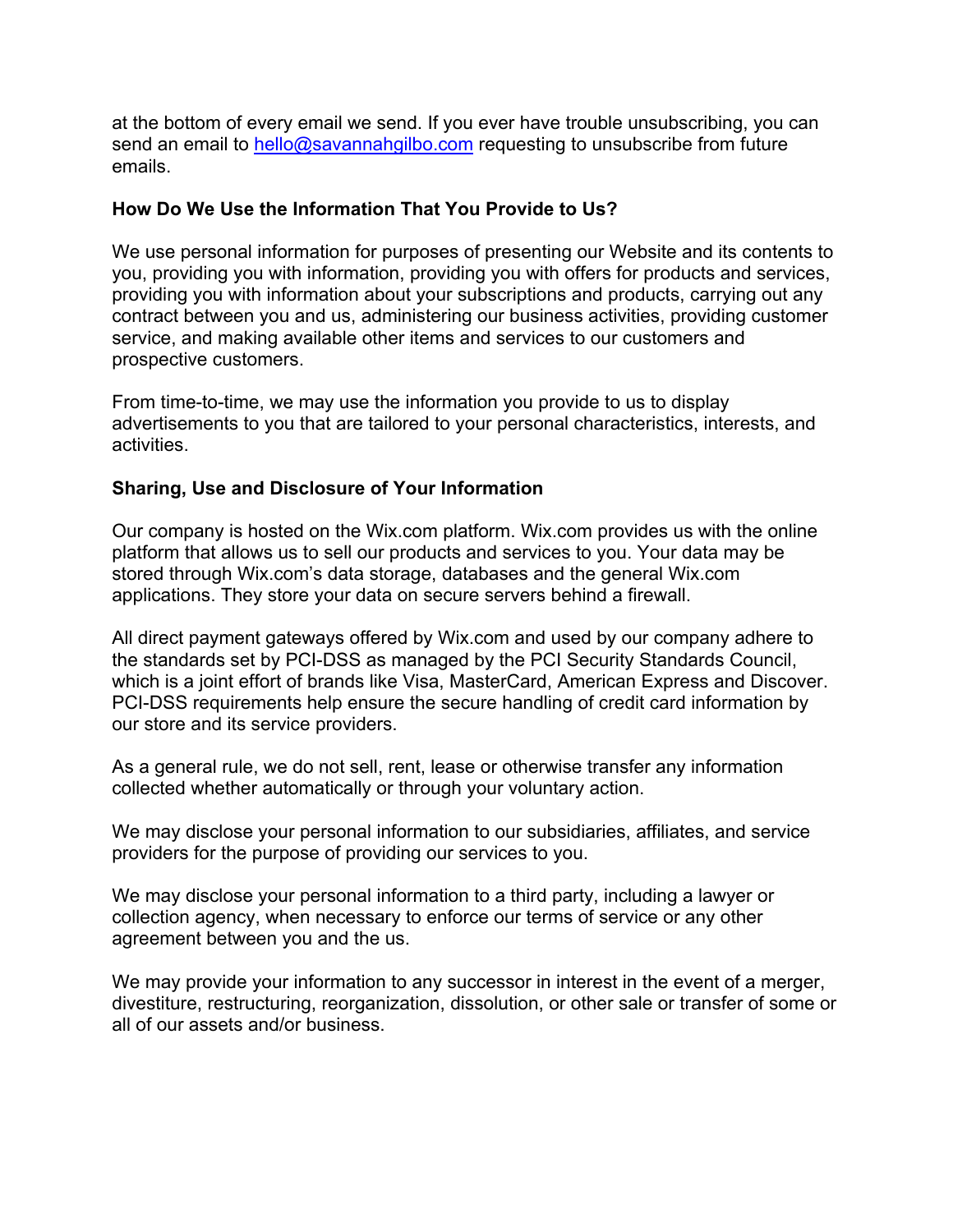at the bottom of every email we send. If you ever have trouble unsubscribing, you can send an email to hello@savannahgilbo.com requesting to unsubscribe from future emails.

**How Do We Use the Information That You Provide to Us?**

We use personal information for purposes of presenting our Website and its contents to you, providing you with information, providing you with offers for products and services, providing you with information about your subscriptions and products, carrying out any contract between you and us, administering our business activities, providing customer service, and making available other items and services to our customers and prospective customers.

From time-to-time, we may use the information you provide to us to display advertisements to you that are tailored to your personal characteristics, interests, and activities.

**Sharing, Use and Disclosure of Your Information**

Our company is hosted on the Wix.com platform. Wix.com provides us with the online platform that allows us to sell our products and services to you. Your data may be stored through Wix.com's data storage, databases and the general Wix.com applications. They store your data on secure servers behind a firewall.

All direct payment gateways offered by Wix.com and used by our company adhere to the standards set by PCI-DSS as managed by the PCI Security Standards Council, which is a joint effort of brands like Visa, MasterCard, American Express and Discover. PCI-DSS requirements help ensure the secure handling of credit card information by our store and its service providers.

As a general rule, we do not sell, rent, lease or otherwise transfer any information collected whether automatically or through your voluntary action.

We may disclose your personal information to our subsidiaries, affiliates, and service providers for the purpose of providing our services to you.

We may disclose your personal information to a third party, including a lawyer or collection agency, when necessary to enforce our terms of service or any other agreement between you and the us.

We may provide your information to any successor in interest in the event of a merger, divestiture, restructuring, reorganization, dissolution, or other sale or transfer of some or all of our assets and/or business.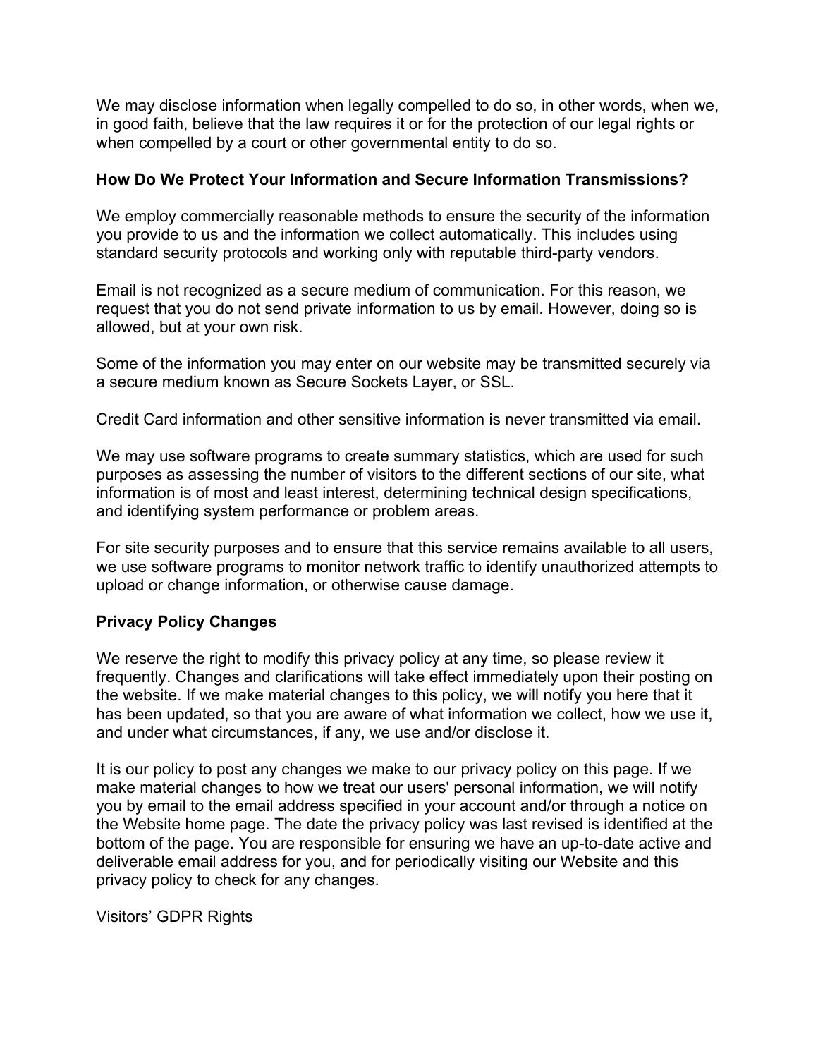We may disclose information when legally compelled to do so, in other words, when we, in good faith, believe that the law requires it or for the protection of our legal rights or when compelled by a court or other governmental entity to do so.

**How Do We Protect Your Information and Secure Information Transmissions?**

We employ commercially reasonable methods to ensure the security of the information you provide to us and the information we collect automatically. This includes using standard security protocols and working only with reputable third-party vendors.

Email is not recognized as a secure medium of communication. For this reason, we request that you do not send private information to us by email. However, doing so is allowed, but at your own risk.

Some of the information you may enter on our website may be transmitted securely via a secure medium known as Secure Sockets Layer, or SSL.

Credit Card information and other sensitive information is never transmitted via email.

We may use software programs to create summary statistics, which are used for such purposes as assessing the number of visitors to the different sections of our site, what information is of most and least interest, determining technical design specifications, and identifying system performance or problem areas.

For site security purposes and to ensure that this service remains available to all users, we use software programs to monitor network traffic to identify unauthorized attempts to upload or change information, or otherwise cause damage.

**Privacy Policy Changes**

We reserve the right to modify this privacy policy at any time, so please review it frequently. Changes and clarifications will take effect immediately upon their posting on the website. If we make material changes to this policy, we will notify you here that it has been updated, so that you are aware of what information we collect, how we use it, and under what circumstances, if any, we use and/or disclose it.

It is our policy to post any changes we make to our privacy policy on this page. If we make material changes to how we treat our users' personal information, we will notify you by email to the email address specified in your account and/or through a notice on the Website home page. The date the privacy policy was last revised is identified at the bottom of the page. You are responsible for ensuring we have an up-to-date active and deliverable email address for you, and for periodically visiting our Website and this privacy policy to check for any changes.

Visitors' GDPR Rights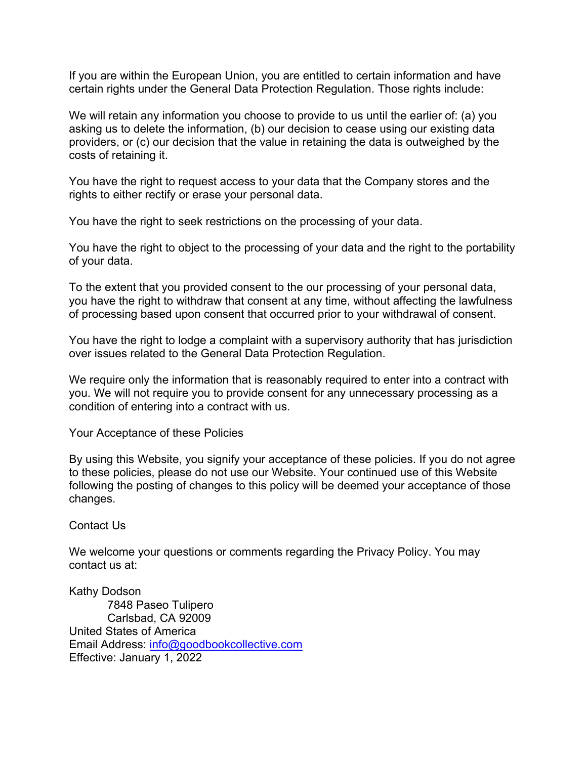If you are within the European Union, you are entitled to certain information and have certain rights under the General Data Protection Regulation. Those rights include:

We will retain any information you choose to provide to us until the earlier of: (a) you asking us to delete the information, (b) our decision to cease using our existing data providers, or (c) our decision that the value in retaining the data is outweighed by the costs of retaining it.

You have the right to request access to your data that the Company stores and the rights to either rectify or erase your personal data.

You have the right to seek restrictions on the processing of your data.

You have the right to object to the processing of your data and the right to the portability of your data.

To the extent that you provided consent to the our processing of your personal data, you have the right to withdraw that consent at any time, without affecting the lawfulness of processing based upon consent that occurred prior to your withdrawal of consent.

You have the right to lodge a complaint with a supervisory authority that has jurisdiction over issues related to the General Data Protection Regulation.

We require only the information that is reasonably required to enter into a contract with you. We will not require you to provide consent for any unnecessary processing as a condition of entering into a contract with us.

## Your Acceptance of these Policies

By using this Website, you signify your acceptance of these policies. If you do not agree to these policies, please do not use our Website. Your continued use of this Website following the posting of changes to this policy will be deemed your acceptance of those changes.

## Contact Us

We welcome your questions or comments regarding the Privacy Policy. You may contact us at:

Kathy Dodson
7848 Paseo Tulipero
Carlsbad, CA 92009
United States of America
Email Address: info@goodbookcollective.com
Effective: January 1, 2022